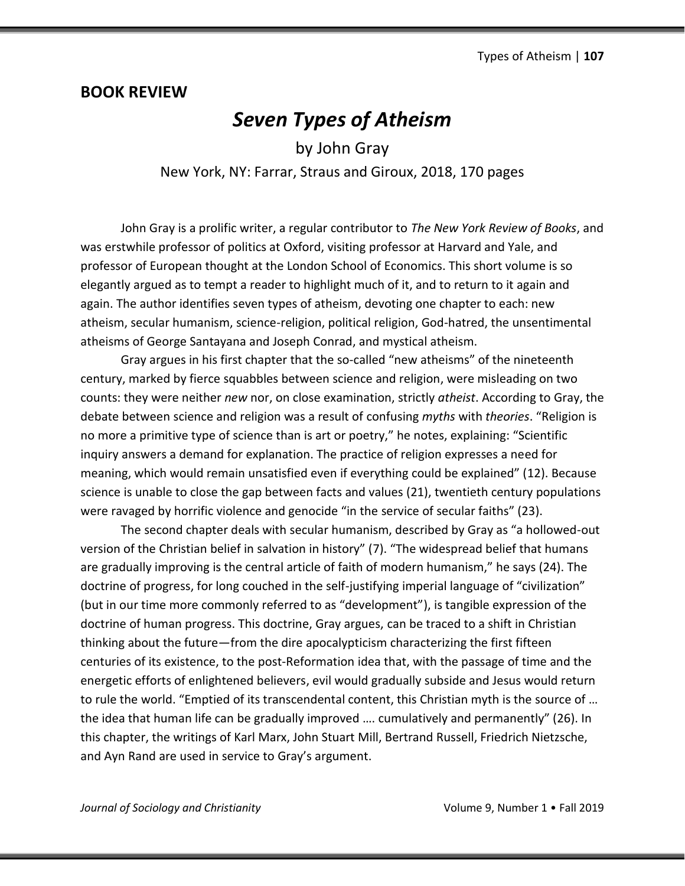## BOOK REVIEW

# *Seven Types of Atheism*

by John Gray

New York, NY: Farrar, Straus and Giroux, 2018, 170 pages

John Gray is a prolific writer, a regular contributor to *The New York Review of Books*, and was erstwhile professor of politics at Oxford, visiting professor at Harvard and Yale, and professor of European thought at the London School of Economics. This short volume is so elegantly argued as to tempt a reader to highlight much of it, and to return to it again and again. The author identifies seven types of atheism, devoting one chapter to each: new atheism, secular humanism, science-religion, political religion, God-hatred, the unsentimental atheisms of George Santayana and Joseph Conrad, and mystical atheism.

Gray argues in his first chapter that the so-called "new atheisms" of the nineteenth century, marked by fierce squabbles between science and religion, were misleading on two counts: they were neither *new* nor, on close examination, strictly *atheist*. According to Gray, the debate between science and religion was a result of confusing *myths* with *theories*. "Religion is no more a primitive type of science than is art or poetry," he notes, explaining: "Scientific inquiry answers a demand for explanation. The practice of religion expresses a need for meaning, which would remain unsatisfied even if everything could be explained" (12). Because science is unable to close the gap between facts and values (21), twentieth century populations were ravaged by horrific violence and genocide "in the service of secular faiths" (23).

The second chapter deals with secular humanism, described by Gray as "a hollowed-out version of the Christian belief in salvation in history" (7). "The widespread belief that humans are gradually improving is the central article of faith of modern humanism," he says (24). The doctrine of progress, for long couched in the self-justifying imperial language of "civilization" (but in our time more commonly referred to as "development"), is tangible expression of the doctrine of human progress. This doctrine, Gray argues, can be traced to a shift in Christian thinking about the future—from the dire apocalypticism characterizing the first fifteen centuries of its existence, to the post-Reformation idea that, with the passage of time and the energetic efforts of enlightened believers, evil would gradually subside and Jesus would return to rule the world. "Emptied of its transcendental content, this Christian myth is the source of … the idea that human life can be gradually improved …. cumulatively and permanently" (26). In this chapter, the writings of Karl Marx, John Stuart Mill, Bertrand Russell, Friedrich Nietzsche, and Ayn Rand are used in service to Gray's argument.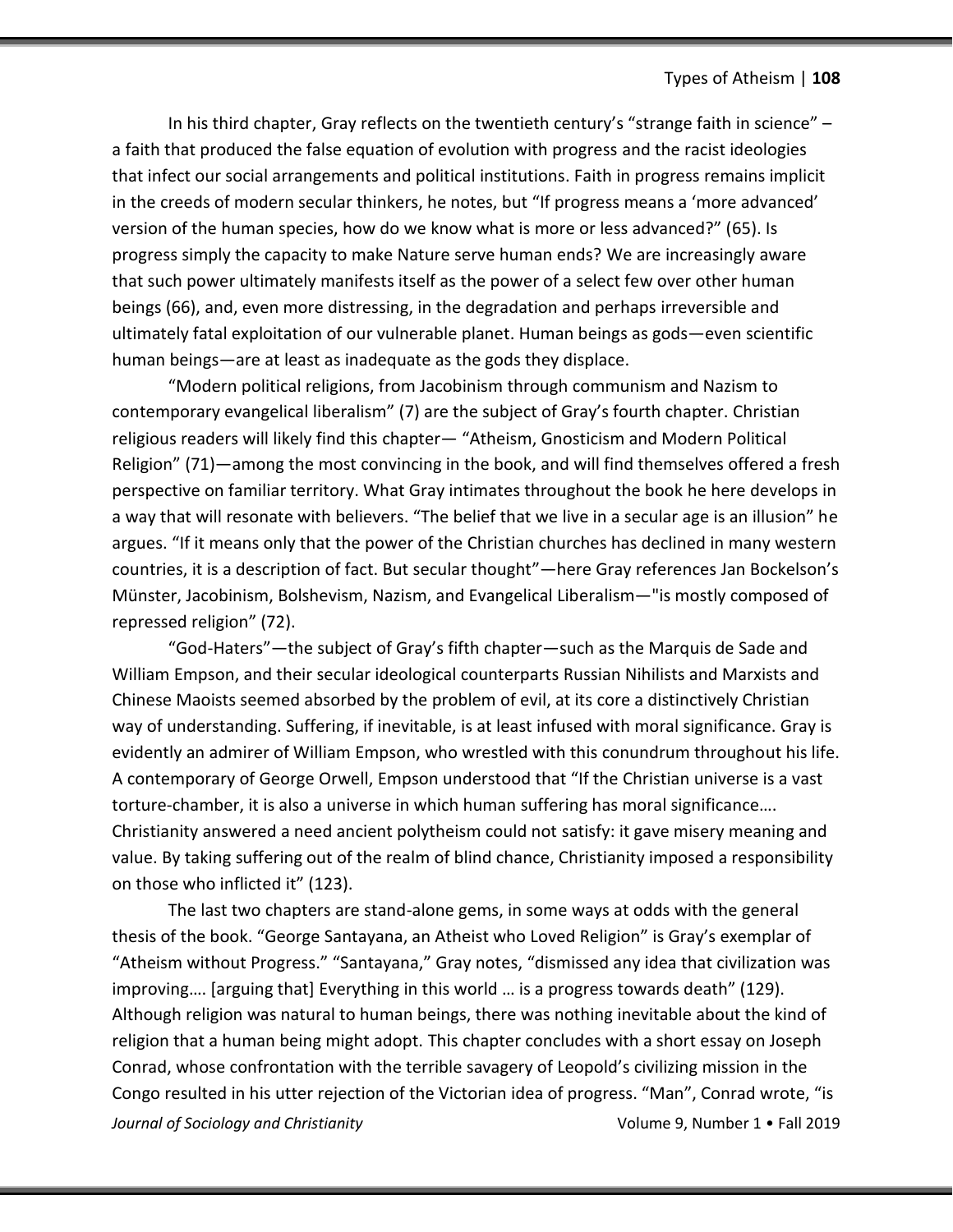In his third chapter, Gray reflects on the twentieth century's "strange faith in science" – a faith that produced the false equation of evolution with progress and the racist ideologies that infect our social arrangements and political institutions. Faith in progress remains implicit in the creeds of modern secular thinkers, he notes, but "If progress means a 'more advanced' version of the human species, how do we know what is more or less advanced?" (65). Is progress simply the capacity to make Nature serve human ends? We are increasingly aware that such power ultimately manifests itself as the power of a select few over other human beings (66), and, even more distressing, in the degradation and perhaps irreversible and ultimately fatal exploitation of our vulnerable planet. Human beings as gods—even scientific human beings—are at least as inadequate as the gods they displace.

"Modern political religions, from Jacobinism through communism and Nazism to contemporary evangelical liberalism" (7) are the subject of Gray's fourth chapter. Christian religious readers will likely find this chapter— "Atheism, Gnosticism and Modern Political Religion" (71)—among the most convincing in the book, and will find themselves offered a fresh perspective on familiar territory. What Gray intimates throughout the book he here develops in a way that will resonate with believers. "The belief that we live in a secular age is an illusion" he argues. "If it means only that the power of the Christian churches has declined in many western countries, it is a description of fact. But secular thought"—here Gray references Jan Bockelson's Münster, Jacobinism, Bolshevism, Nazism, and Evangelical Liberalism—"is mostly composed of repressed religion" (72).

"God-Haters"—the subject of Gray's fifth chapter—such as the Marquis de Sade and William Empson, and their secular ideological counterparts Russian Nihilists and Marxists and Chinese Maoists seemed absorbed by the problem of evil, at its core a distinctively Christian way of understanding. Suffering, if inevitable, is at least infused with moral significance. Gray is evidently an admirer of William Empson, who wrestled with this conundrum throughout his life. A contemporary of George Orwell, Empson understood that "If the Christian universe is a vast torture-chamber, it is also a universe in which human suffering has moral significance…. Christianity answered a need ancient polytheism could not satisfy: it gave misery meaning and value. By taking suffering out of the realm of blind chance, Christianity imposed a responsibility on those who inflicted it" (123).

The last two chapters are stand-alone gems, in some ways at odds with the general thesis of the book. "George Santayana, an Atheist who Loved Religion" is Gray's exemplar of "Atheism without Progress." "Santayana," Gray notes, "dismissed any idea that civilization was improving…. [arguing that] Everything in this world … is a progress towards death" (129). Although religion was natural to human beings, there was nothing inevitable about the kind of religion that a human being might adopt. This chapter concludes with a short essay on Joseph Conrad, whose confrontation with the terrible savagery of Leopold's civilizing mission in the Congo resulted in his utter rejection of the Victorian idea of progress. "Man", Conrad wrote, "is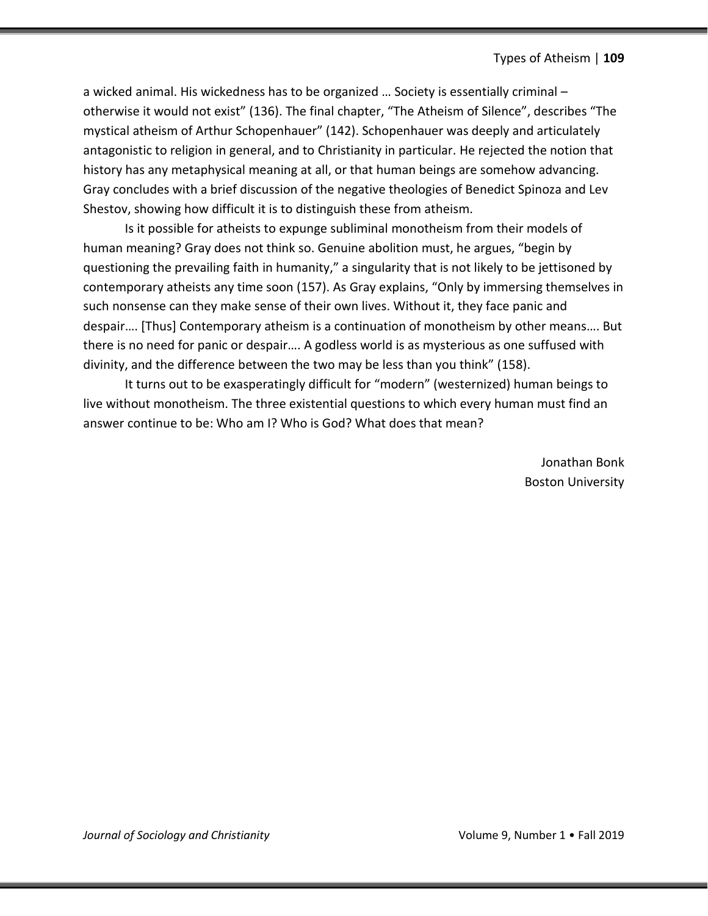a wicked animal. His wickedness has to be organized … Society is essentially criminal – otherwise it would not exist" (136). The final chapter, "The Atheism of Silence", describes "The mystical atheism of Arthur Schopenhauer" (142). Schopenhauer was deeply and articulately antagonistic to religion in general, and to Christianity in particular. He rejected the notion that history has any metaphysical meaning at all, or that human beings are somehow advancing. Gray concludes with a brief discussion of the negative theologies of Benedict Spinoza and Lev Shestov, showing how difficult it is to distinguish these from atheism.

Is it possible for atheists to expunge subliminal monotheism from their models of human meaning? Gray does not think so. Genuine abolition must, he argues, "begin by questioning the prevailing faith in humanity," a singularity that is not likely to be jettisoned by contemporary atheists any time soon (157). As Gray explains, "Only by immersing themselves in such nonsense can they make sense of their own lives. Without it, they face panic and despair…. [Thus] Contemporary atheism is a continuation of monotheism by other means…. But there is no need for panic or despair…. A godless world is as mysterious as one suffused with divinity, and the difference between the two may be less than you think" (158).

It turns out to be exasperatingly difficult for "modern" (westernized) human beings to live without monotheism. The three existential questions to which every human must find an answer continue to be: Who am I? Who is God? What does that mean?

Jonathan Bonk
Boston University